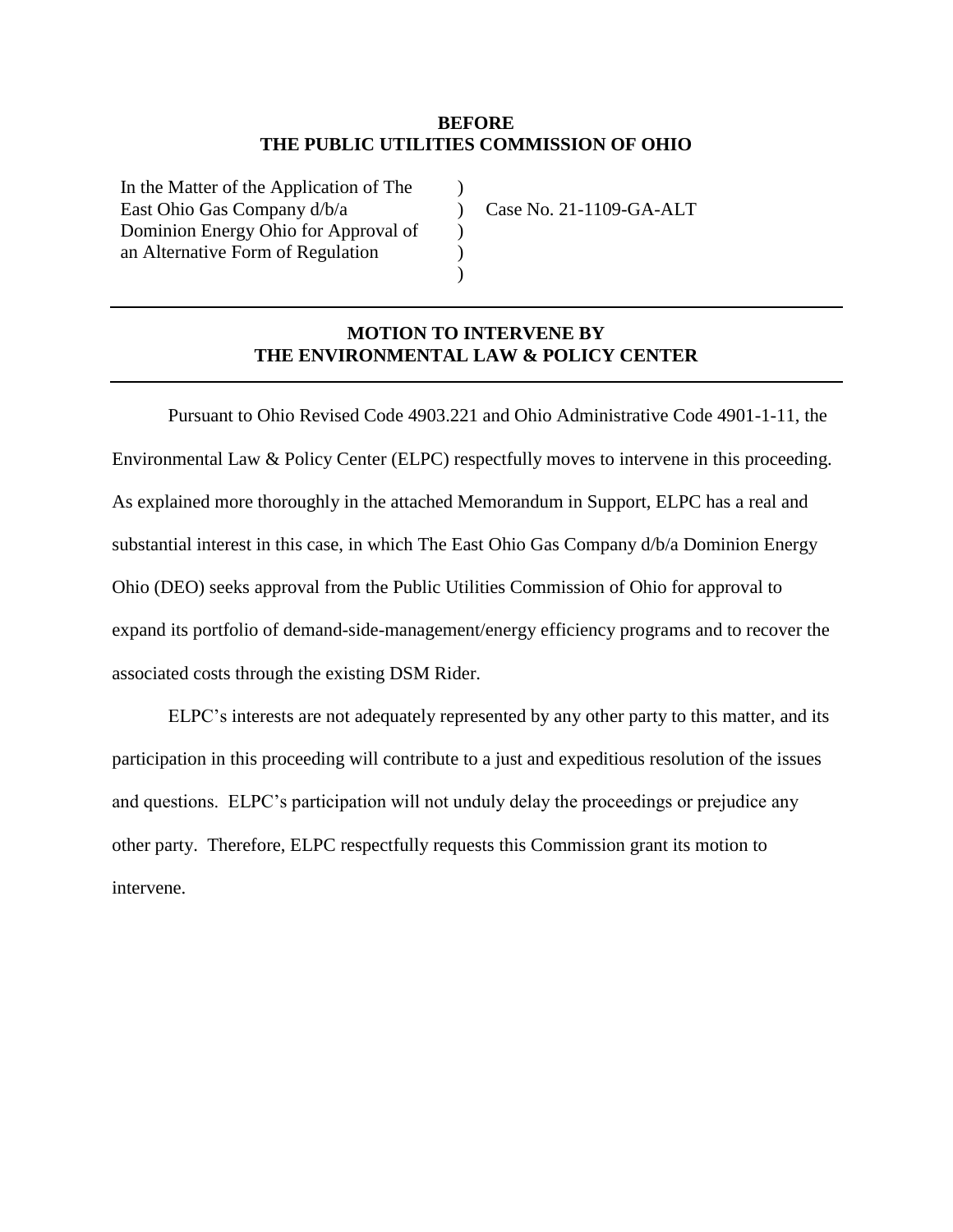**BEFORE**
**THE PUBLIC UTILITIES COMMISSION OF OHIO**

| | | |
|---|---|---|
| In the Matter of the Application of The East Ohio Gas Company d/b/a Dominion Energy Ohio for Approval of an Alternative Form of Regulation | ) ) ) ) ) | Case No. 21-1109-GA-ALT |

---

## MOTION TO INTERVENE BY THE ENVIRONMENTAL LAW & POLICY CENTER

---

Pursuant to Ohio Revised Code 4903.221 and Ohio Administrative Code 4901-1-11, the Environmental Law & Policy Center (ELPC) respectfully moves to intervene in this proceeding. As explained more thoroughly in the attached Memorandum in Support, ELPC has a real and substantial interest in this case, in which The East Ohio Gas Company d/b/a Dominion Energy Ohio (DEO) seeks approval from the Public Utilities Commission of Ohio for approval to expand its portfolio of demand-side-management/energy efficiency programs and to recover the associated costs through the existing DSM Rider.

ELPC's interests are not adequately represented by any other party to this matter, and its participation in this proceeding will contribute to a just and expeditious resolution of the issues and questions. ELPC's participation will not unduly delay the proceedings or prejudice any other party. Therefore, ELPC respectfully requests this Commission grant its motion to intervene.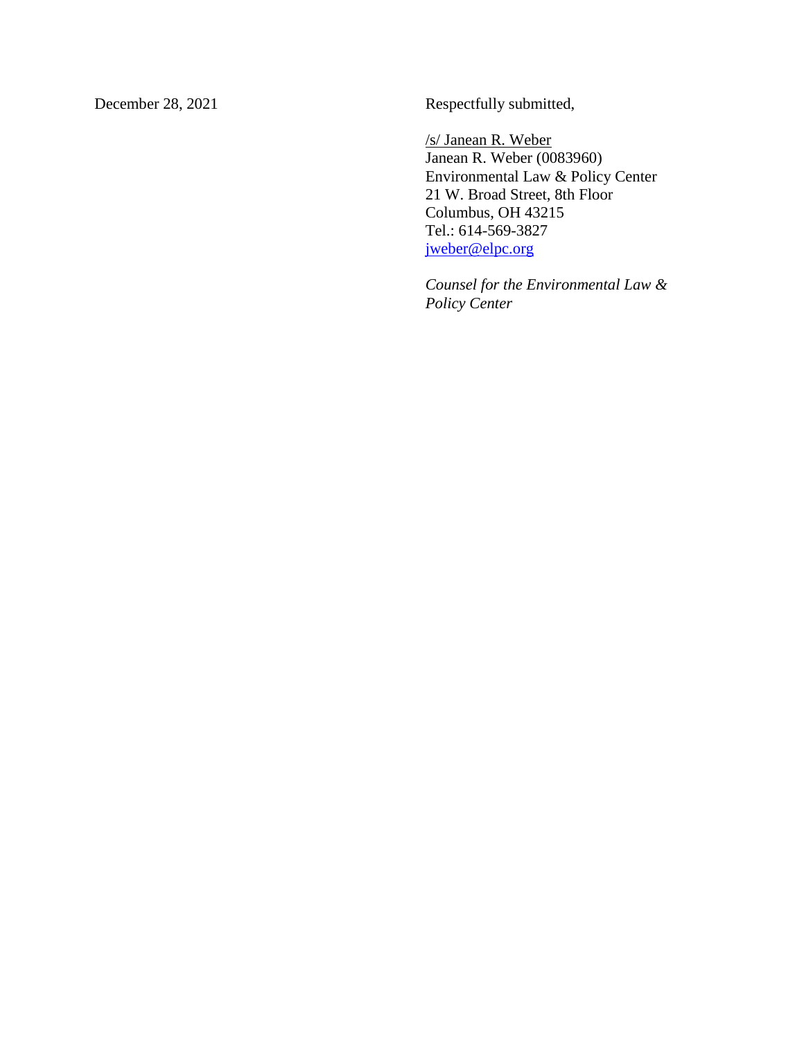December 28, 2021

Respectfully submitted,

/s/ Janean R. Weber  
Janean R. Weber (0083960)  
Environmental Law & Policy Center  
21 W. Broad Street, 8th Floor  
Columbus, OH 43215  
Tel.: 614-569-3827  
jweber@elpc.org

*Counsel for the Environmental Law & Policy Center*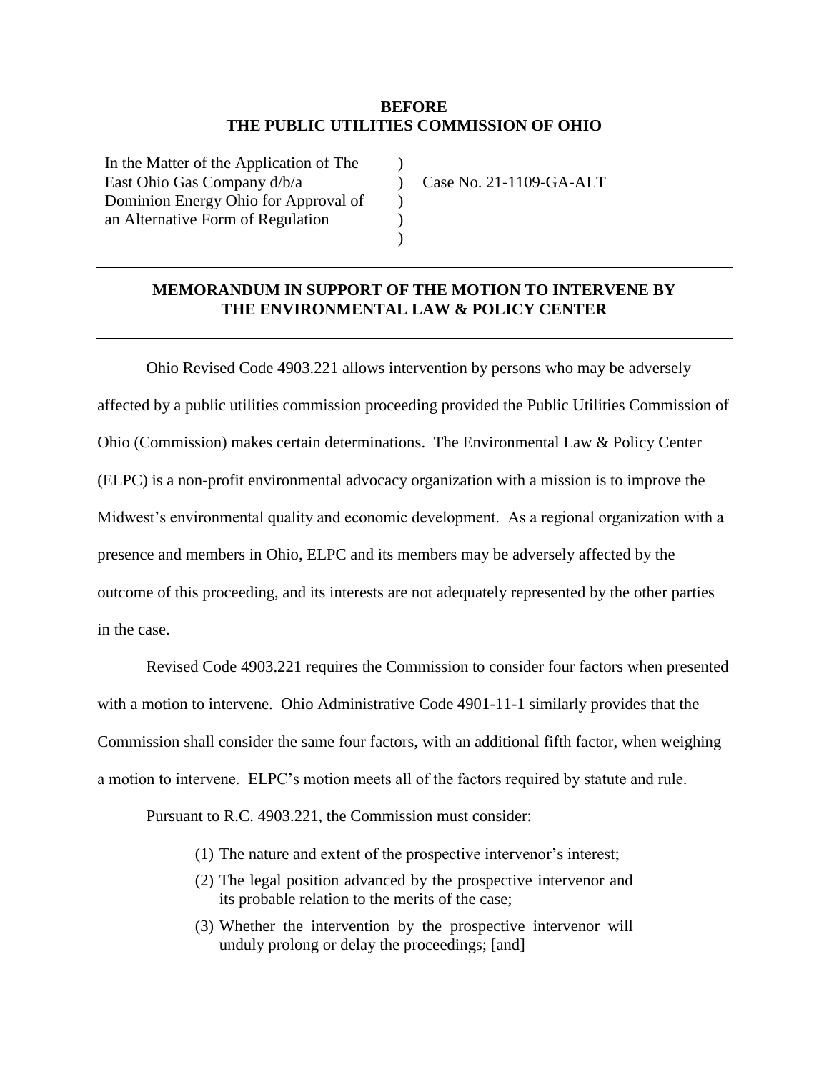**BEFORE**
**THE PUBLIC UTILITIES COMMISSION OF OHIO**

| | | |
|---|---|---|
| In the Matter of the Application of The East Ohio Gas Company d/b/a Dominion Energy Ohio for Approval of an Alternative Form of Regulation | ) ) ) ) ) | Case No. 21-1109-GA-ALT |

---

## MEMORANDUM IN SUPPORT OF THE MOTION TO INTERVENE BY THE ENVIRONMENTAL LAW & POLICY CENTER

---

Ohio Revised Code 4903.221 allows intervention by persons who may be adversely affected by a public utilities commission proceeding provided the Public Utilities Commission of Ohio (Commission) makes certain determinations. The Environmental Law & Policy Center (ELPC) is a non-profit environmental advocacy organization with a mission is to improve the Midwest's environmental quality and economic development. As a regional organization with a presence and members in Ohio, ELPC and its members may be adversely affected by the outcome of this proceeding, and its interests are not adequately represented by the other parties in the case.

Revised Code 4903.221 requires the Commission to consider four factors when presented with a motion to intervene. Ohio Administrative Code 4901-11-1 similarly provides that the Commission shall consider the same four factors, with an additional fifth factor, when weighing a motion to intervene. ELPC's motion meets all of the factors required by statute and rule.

Pursuant to R.C. 4903.221, the Commission must consider:

> (1) The nature and extent of the prospective intervenor's interest;
>
> (2) The legal position advanced by the prospective intervenor and its probable relation to the merits of the case;
>
> (3) Whether the intervention by the prospective intervenor will unduly prolong or delay the proceedings; [and]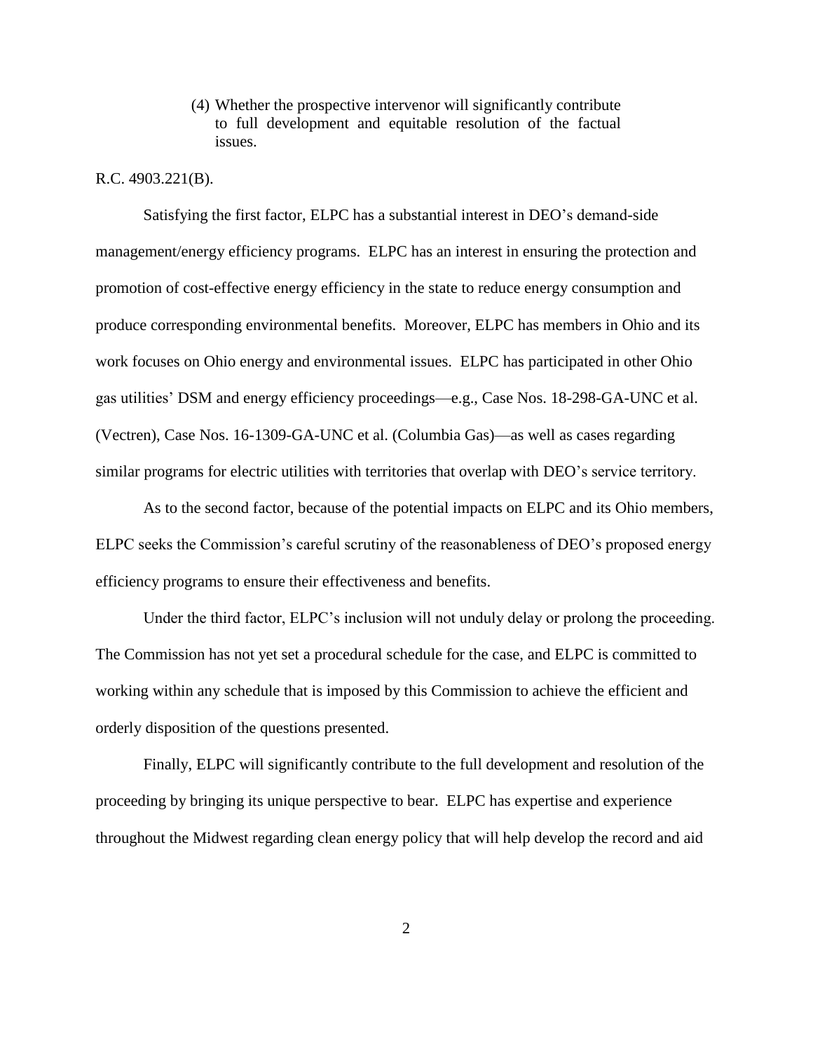> (4) Whether the prospective intervenor will significantly contribute to full development and equitable resolution of the factual issues.

R.C. 4903.221(B).

Satisfying the first factor, ELPC has a substantial interest in DEO's demand-side management/energy efficiency programs. ELPC has an interest in ensuring the protection and promotion of cost-effective energy efficiency in the state to reduce energy consumption and produce corresponding environmental benefits. Moreover, ELPC has members in Ohio and its work focuses on Ohio energy and environmental issues. ELPC has participated in other Ohio gas utilities' DSM and energy efficiency proceedings—e.g., Case Nos. 18-298-GA-UNC et al. (Vectren), Case Nos. 16-1309-GA-UNC et al. (Columbia Gas)—as well as cases regarding similar programs for electric utilities with territories that overlap with DEO's service territory.

As to the second factor, because of the potential impacts on ELPC and its Ohio members, ELPC seeks the Commission's careful scrutiny of the reasonableness of DEO's proposed energy efficiency programs to ensure their effectiveness and benefits.

Under the third factor, ELPC's inclusion will not unduly delay or prolong the proceeding. The Commission has not yet set a procedural schedule for the case, and ELPC is committed to working within any schedule that is imposed by this Commission to achieve the efficient and orderly disposition of the questions presented.

Finally, ELPC will significantly contribute to the full development and resolution of the proceeding by bringing its unique perspective to bear. ELPC has expertise and experience throughout the Midwest regarding clean energy policy that will help develop the record and aid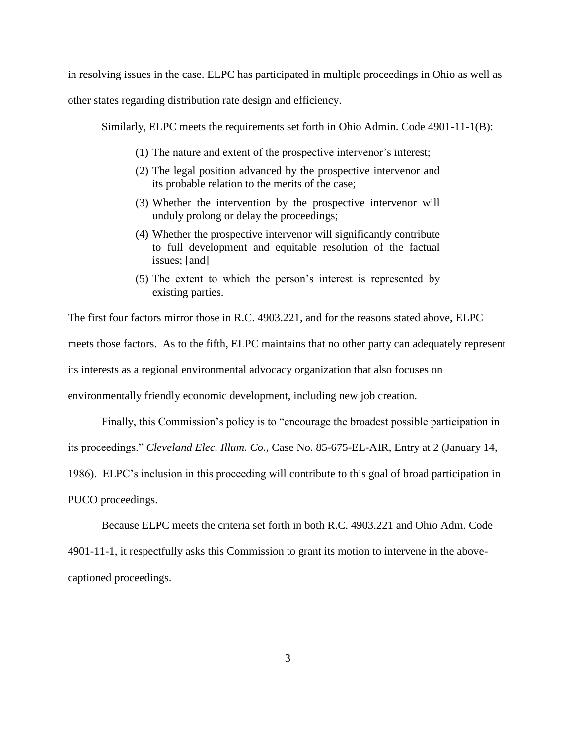in resolving issues in the case. ELPC has participated in multiple proceedings in Ohio as well as other states regarding distribution rate design and efficiency.

Similarly, ELPC meets the requirements set forth in Ohio Admin. Code 4901-11-1(B):

> (1) The nature and extent of the prospective intervenor's interest;
>
> (2) The legal position advanced by the prospective intervenor and its probable relation to the merits of the case;
>
> (3) Whether the intervention by the prospective intervenor will unduly prolong or delay the proceedings;
>
> (4) Whether the prospective intervenor will significantly contribute to full development and equitable resolution of the factual issues; [and]
>
> (5) The extent to which the person's interest is represented by existing parties.

The first four factors mirror those in R.C. 4903.221, and for the reasons stated above, ELPC meets those factors. As to the fifth, ELPC maintains that no other party can adequately represent its interests as a regional environmental advocacy organization that also focuses on environmentally friendly economic development, including new job creation.

Finally, this Commission's policy is to "encourage the broadest possible participation in its proceedings." *Cleveland Elec. Illum. Co.*, Case No. 85-675-EL-AIR, Entry at 2 (January 14, 1986). ELPC's inclusion in this proceeding will contribute to this goal of broad participation in PUCO proceedings.

Because ELPC meets the criteria set forth in both R.C. 4903.221 and Ohio Adm. Code 4901-11-1, it respectfully asks this Commission to grant its motion to intervene in the above-captioned proceedings.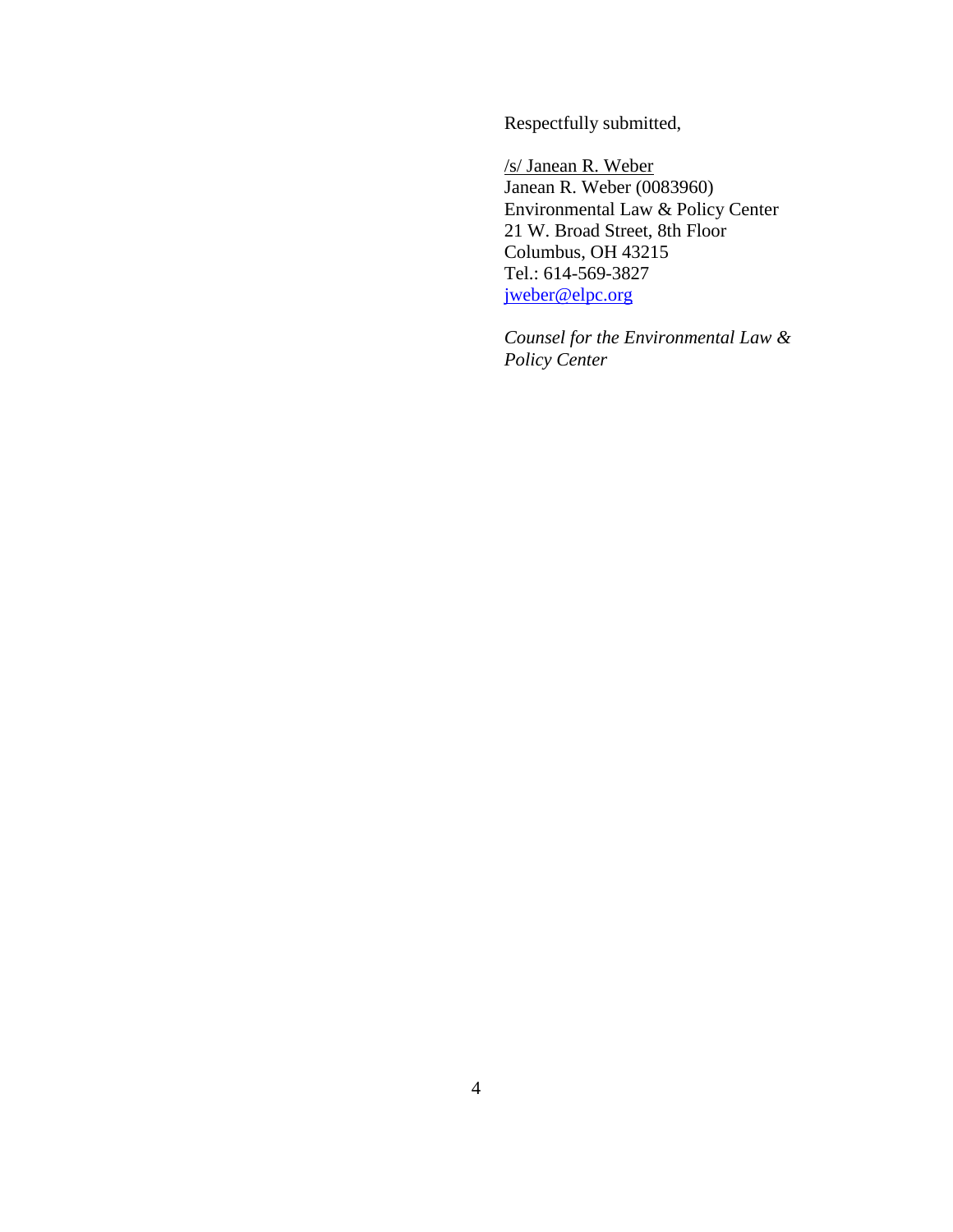Respectfully submitted,

/s/ Janean R. Weber
Janean R. Weber (0083960)
Environmental Law & Policy Center
21 W. Broad Street, 8th Floor
Columbus, OH 43215
Tel.: 614-569-3827
jweber@elpc.org

*Counsel for the Environmental Law & Policy Center*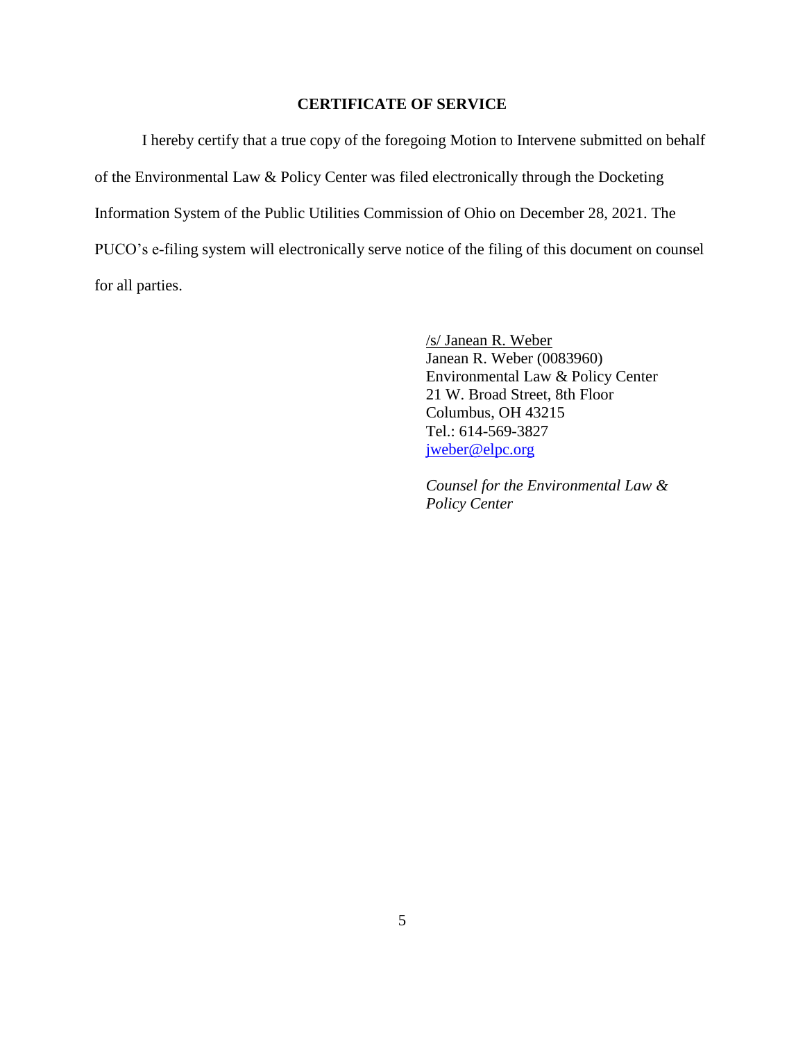## CERTIFICATE OF SERVICE

I hereby certify that a true copy of the foregoing Motion to Intervene submitted on behalf of the Environmental Law & Policy Center was filed electronically through the Docketing Information System of the Public Utilities Commission of Ohio on December 28, 2021. The PUCO's e-filing system will electronically serve notice of the filing of this document on counsel for all parties.

/s/ Janean R. Weber
Janean R. Weber (0083960)
Environmental Law & Policy Center
21 W. Broad Street, 8th Floor
Columbus, OH 43215
Tel.: 614-569-3827
jweber@elpc.org

*Counsel for the Environmental Law & Policy Center*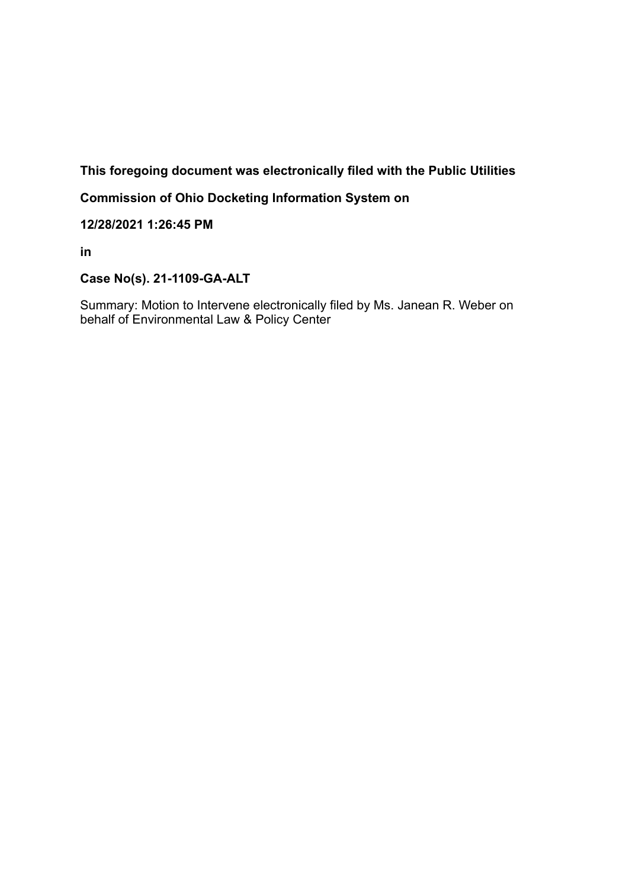**This foregoing document was electronically filed with the Public Utilities**

**Commission of Ohio Docketing Information System on**

**12/28/2021 1:26:45 PM**

**in**

**Case No(s). 21-1109-GA-ALT**

Summary: Motion to Intervene electronically filed by Ms. Janean R. Weber on behalf of Environmental Law & Policy Center